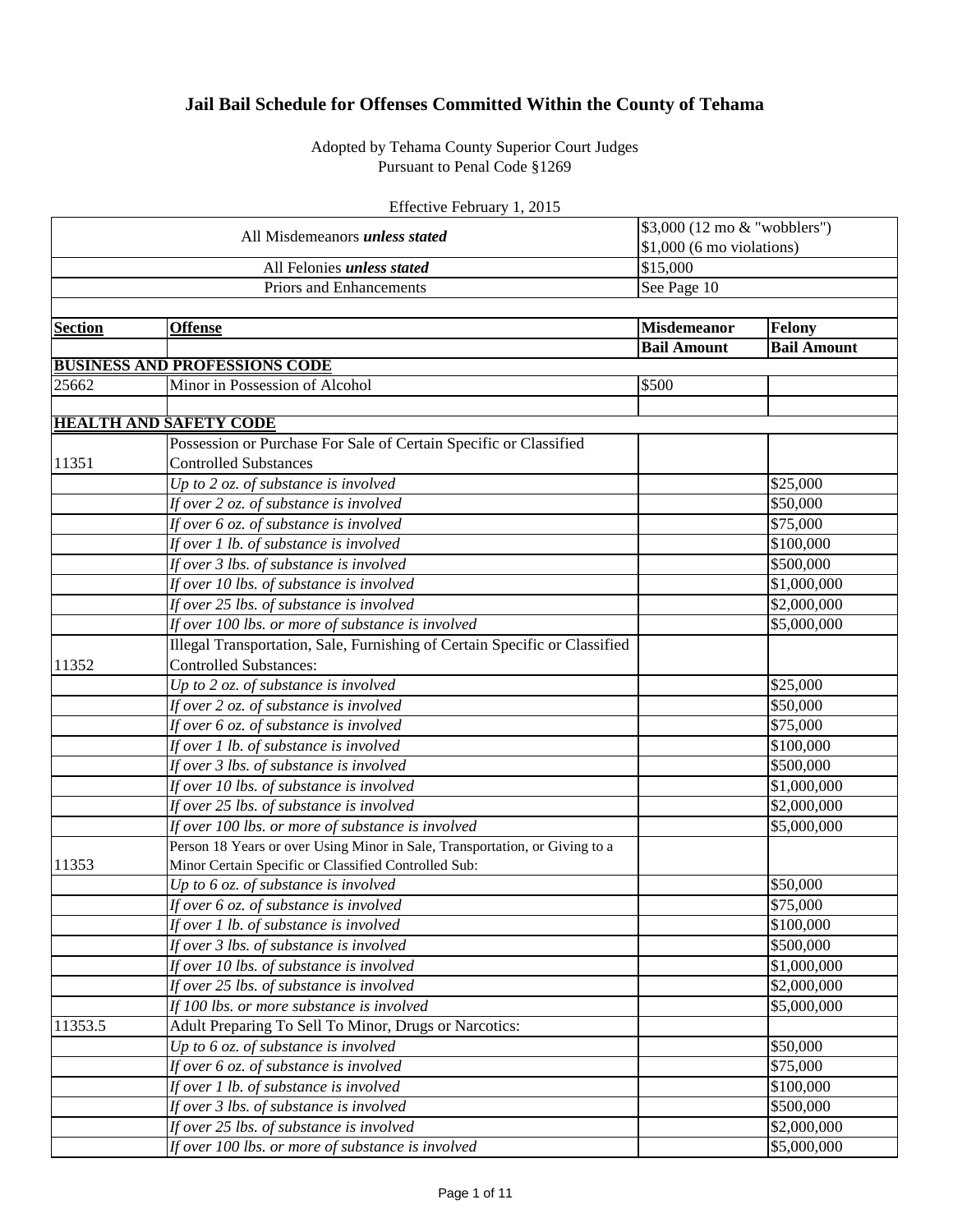# Jail Bail Schedule for Offenses Committed Within the County of Tehama

Adopted by Tehama County Superior Court Judges
Pursuant to Penal Code §1269

Effective February 1, 2015

| | | |
|---|---|---|
| All Misdemeanors ***unless stated*** | $3,000 (12 mo & "wobblers")<br>$1,000 (6 mo violations) | |
| All Felonies ***unless stated*** | $15,000 | |
| Priors and Enhancements | See Page 10 | |

| **Section** | **Offense** | **Misdemeanor Bail Amount** | **Felony Bail Amount** |
|---|---|---|---|
| **BUSINESS AND PROFESSIONS CODE** | | | |
| 25662 | Minor in Possession of Alcohol | $500 | |
| | | | |
| **HEALTH AND SAFETY CODE** | | | |
| 11351 | Possession or Purchase For Sale of Certain Specific or Classified Controlled Substances | | |
| | *Up to 2 oz. of substance is involved* | | $25,000 |
| | *If over 2 oz. of substance is involved* | | $50,000 |
| | *If over 6 oz. of substance is involved* | | $75,000 |
| | *If over 1 lb. of substance is involved* | | $100,000 |
| | *If over 3 lbs. of substance is involved* | | $500,000 |
| | *If over 10 lbs. of substance is involved* | | $1,000,000 |
| | *If over 25 lbs. of substance is involved* | | $2,000,000 |
| | *If over 100 lbs. or more of substance is involved* | | $5,000,000 |
| 11352 | Illegal Transportation, Sale, Furnishing of Certain Specific or Classified Controlled Substances: | | |
| | *Up to 2 oz. of substance is involved* | | $25,000 |
| | *If over 2 oz. of substance is involved* | | $50,000 |
| | *If over 6 oz. of substance is involved* | | $75,000 |
| | *If over 1 lb. of substance is involved* | | $100,000 |
| | *If over 3 lbs. of substance is involved* | | $500,000 |
| | *If over 10 lbs. of substance is involved* | | $1,000,000 |
| | *If over 25 lbs. of substance is involved* | | $2,000,000 |
| | *If over 100 lbs. or more of substance is involved* | | $5,000,000 |
| 11353 | Person 18 Years or over Using Minor in Sale, Transportation, or Giving to a Minor Certain Specific or Classified Controlled Sub: | | |
| | *Up to 6 oz. of substance is involved* | | $50,000 |
| | *If over 6 oz. of substance is involved* | | $75,000 |
| | *If over 1 lb. of substance is involved* | | $100,000 |
| | *If over 3 lbs. of substance is involved* | | $500,000 |
| | *If over 10 lbs. of substance is involved* | | $1,000,000 |
| | *If over 25 lbs. of substance is involved* | | $2,000,000 |
| | *If 100 lbs. or more substance is involved* | | $5,000,000 |
| 11353.5 | Adult Preparing To Sell To Minor, Drugs or Narcotics: | | |
| | *Up to 6 oz. of substance is involved* | | $50,000 |
| | *If over 6 oz. of substance is involved* | | $75,000 |
| | *If over 1 lb. of substance is involved* | | $100,000 |
| | *If over 3 lbs. of substance is involved* | | $500,000 |
| | *If over 25 lbs. of substance is involved* | | $2,000,000 |
| | *If over 100 lbs. or more of substance is involved* | | $5,000,000 |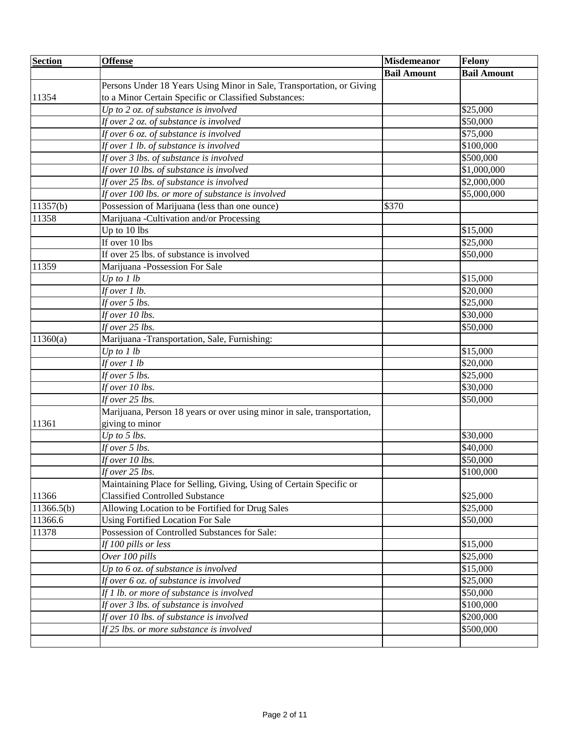| **Section** | **Offense** | **Misdemeanor** | **Felony** |
|---|---|---|---|
| | | **Bail Amount** | **Bail Amount** |
| 11354 | Persons Under 18 Years Using Minor in Sale, Transportation, or Giving to a Minor Certain Specific or Classified Substances: | | |
| | *Up to 2 oz. of substance is involved* | | $25,000 |
| | *If over 2 oz. of substance is involved* | | $50,000 |
| | *If over 6 oz. of substance is involved* | | $75,000 |
| | *If over 1 lb. of substance is involved* | | $100,000 |
| | *If over 3 lbs. of substance is involved* | | $500,000 |
| | *If over 10 lbs. of substance is involved* | | $1,000,000 |
| | *If over 25 lbs. of substance is involved* | | $2,000,000 |
| | *If over 100 lbs. or more of substance is involved* | | $5,000,000 |
| 11357(b) | Possession of Marijuana (less than one ounce) | $370 | |
| 11358 | Marijuana -Cultivation and/or Processing | | |
| | Up to 10 lbs | | $15,000 |
| | If over 10 lbs | | $25,000 |
| | If over 25 lbs. of substance is involved | | $50,000 |
| 11359 | Marijuana -Possession For Sale | | |
| | *Up to 1 lb* | | $15,000 |
| | *If over 1 lb.* | | $20,000 |
| | *If over 5 lbs.* | | $25,000 |
| | *If over 10 lbs.* | | $30,000 |
| | *If over 25 lbs.* | | $50,000 |
| 11360(a) | Marijuana -Transportation, Sale, Furnishing: | | |
| | *Up to 1 lb* | | $15,000 |
| | *If over 1 lb* | | $20,000 |
| | *If over 5 lbs.* | | $25,000 |
| | *If over 10 lbs.* | | $30,000 |
| | *If over 25 lbs.* | | $50,000 |
| 11361 | Marijuana, Person 18 years or over using minor in sale, transportation, giving to minor | | |
| | *Up to 5 lbs.* | | $30,000 |
| | *If over 5 lbs.* | | $40,000 |
| | *If over 10 lbs.* | | $50,000 |
| | *If over 25 lbs.* | | $100,000 |
| 11366 | Maintaining Place for Selling, Giving, Using of Certain Specific or Classified Controlled Substance | | $25,000 |
| 11366.5(b) | Allowing Location to be Fortified for Drug Sales | | $25,000 |
| 11366.6 | Using Fortified Location For Sale | | $50,000 |
| 11378 | Possession of Controlled Substances for Sale: | | |
| | *If 100 pills or less* | | $15,000 |
| | *Over 100 pills* | | $25,000 |
| | *Up to 6 oz. of substance is involved* | | $15,000 |
| | *If over 6 oz. of substance is involved* | | $25,000 |
| | *If 1 lb. or more of substance is involved* | | $50,000 |
| | *If over 3 lbs. of substance is involved* | | $100,000 |
| | *If over 10 lbs. of substance is involved* | | $200,000 |
| | *If 25 lbs. or more substance is involved* | | $500,000 |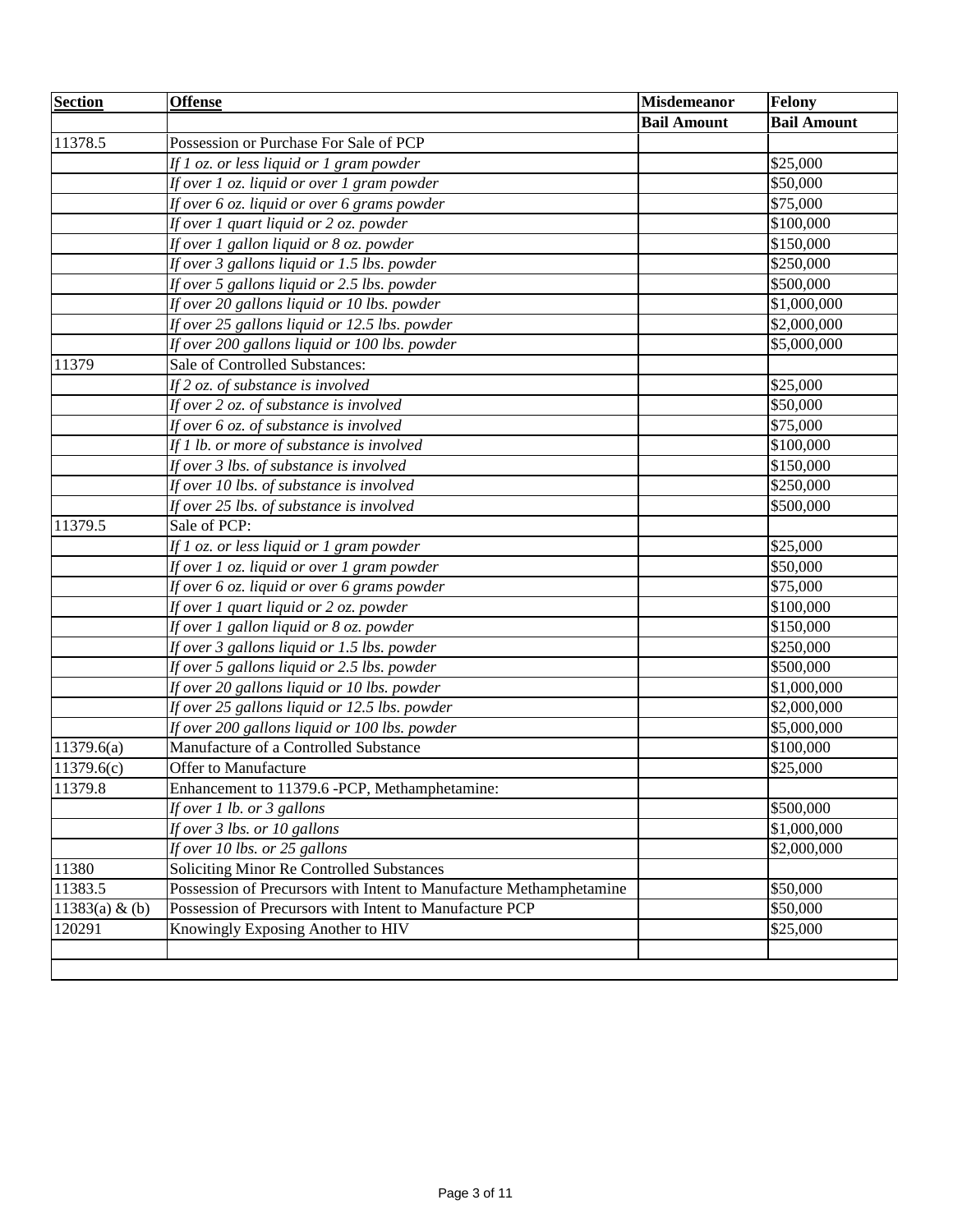| **Section** | **Offense** | **Misdemeanor** | **Felony** |
|---|---|---|---|
| | | **Bail Amount** | **Bail Amount** |
| 11378.5 | Possession or Purchase For Sale of PCP | | |
| | *If 1 oz. or less liquid or 1 gram powder* | | $25,000 |
| | *If over 1 oz. liquid or over 1 gram powder* | | $50,000 |
| | *If over 6 oz. liquid or over 6 grams powder* | | $75,000 |
| | *If over 1 quart liquid or 2 oz. powder* | | $100,000 |
| | *If over 1 gallon liquid or 8 oz. powder* | | $150,000 |
| | *If over 3 gallons liquid or 1.5 lbs. powder* | | $250,000 |
| | *If over 5 gallons liquid or 2.5 lbs. powder* | | $500,000 |
| | *If over 20 gallons liquid or 10 lbs. powder* | | $1,000,000 |
| | *If over 25 gallons liquid or 12.5 lbs. powder* | | $2,000,000 |
| | *If over 200 gallons liquid or 100 lbs. powder* | | $5,000,000 |
| 11379 | Sale of Controlled Substances: | | |
| | *If 2 oz. of substance is involved* | | $25,000 |
| | *If over 2 oz. of substance is involved* | | $50,000 |
| | *If over 6 oz. of substance is involved* | | $75,000 |
| | *If 1 lb. or more of substance is involved* | | $100,000 |
| | *If over 3 lbs. of substance is involved* | | $150,000 |
| | *If over 10 lbs. of substance is involved* | | $250,000 |
| | *If over 25 lbs. of substance is involved* | | $500,000 |
| 11379.5 | Sale of PCP: | | |
| | *If 1 oz. or less liquid or 1 gram powder* | | $25,000 |
| | *If over 1 oz. liquid or over 1 gram powder* | | $50,000 |
| | *If over 6 oz. liquid or over 6 grams powder* | | $75,000 |
| | *If over 1 quart liquid or 2 oz. powder* | | $100,000 |
| | *If over 1 gallon liquid or 8 oz. powder* | | $150,000 |
| | *If over 3 gallons liquid or 1.5 lbs. powder* | | $250,000 |
| | *If over 5 gallons liquid or 2.5 lbs. powder* | | $500,000 |
| | *If over 20 gallons liquid or 10 lbs. powder* | | $1,000,000 |
| | *If over 25 gallons liquid or 12.5 lbs. powder* | | $2,000,000 |
| | *If over 200 gallons liquid or 100 lbs. powder* | | $5,000,000 |
| 11379.6(a) | Manufacture of a Controlled Substance | | $100,000 |
| 11379.6(c) | Offer to Manufacture | | $25,000 |
| 11379.8 | Enhancement to 11379.6 -PCP, Methamphetamine: | | |
| | *If over 1 lb. or 3 gallons* | | $500,000 |
| | *If over 3 lbs. or 10 gallons* | | $1,000,000 |
| | *If over 10 lbs. or 25 gallons* | | $2,000,000 |
| 11380 | Soliciting Minor Re Controlled Substances | | |
| 11383.5 | Possession of Precursors with Intent to Manufacture Methamphetamine | | $50,000 |
| 11383(a) & (b) | Possession of Precursors with Intent to Manufacture PCP | | $50,000 |
| 120291 | Knowingly Exposing Another to HIV | | $25,000 |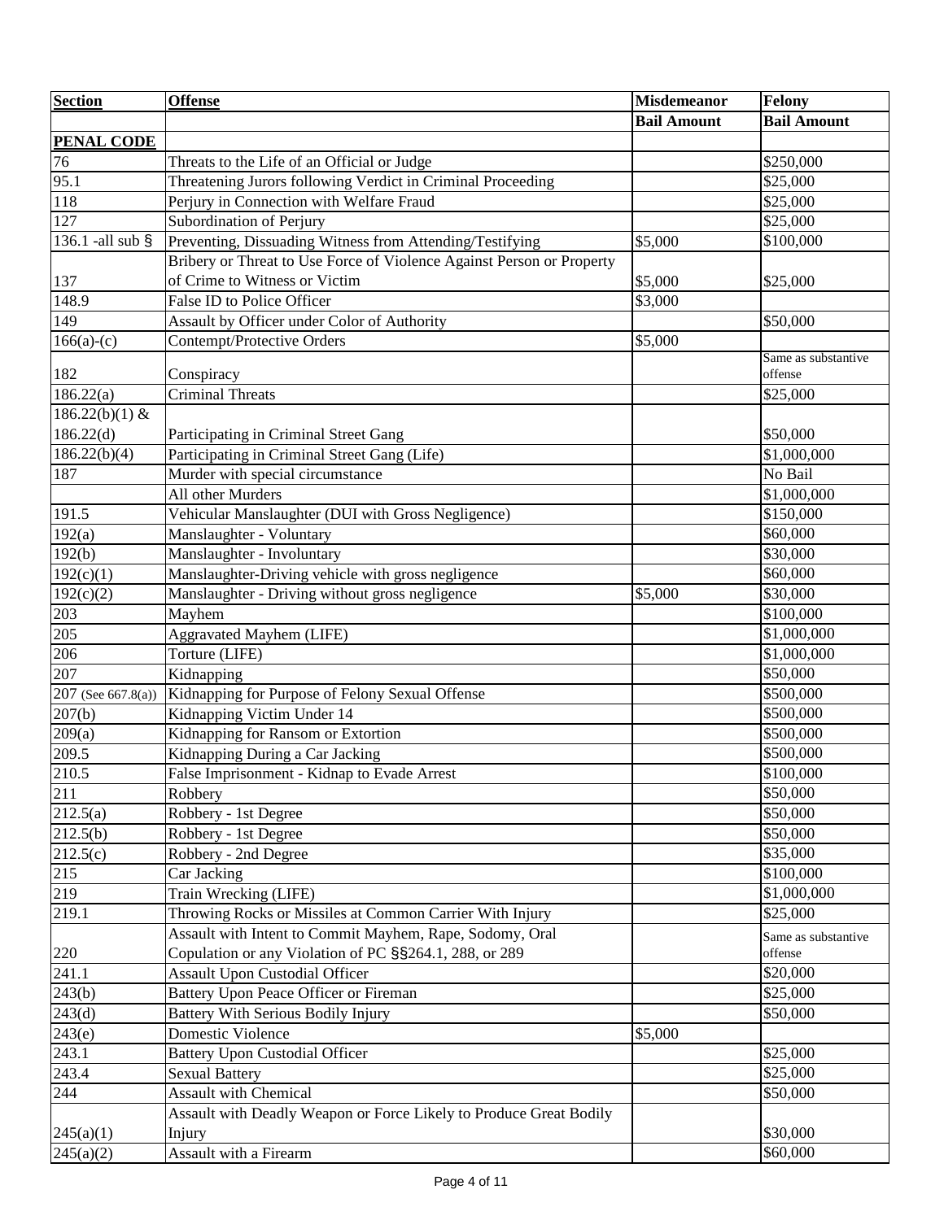| **Section** | **Offense** | **Misdemeanor** | **Felony** |
|---|---|---|---|
| | | **Bail Amount** | **Bail Amount** |
| **PENAL CODE** | | | |
| 76 | Threats to the Life of an Official or Judge | | $250,000 |
| 95.1 | Threatening Jurors following Verdict in Criminal Proceeding | | $25,000 |
| 118 | Perjury in Connection with Welfare Fraud | | $25,000 |
| 127 | Subordination of Perjury | | $25,000 |
| 136.1 -all sub § | Preventing, Dissuading Witness from Attending/Testifying | $5,000 | $100,000 |
| 137 | Bribery or Threat to Use Force of Violence Against Person or Property of Crime to Witness or Victim | $5,000 | $25,000 |
| 148.9 | False ID to Police Officer | $3,000 | |
| 149 | Assault by Officer under Color of Authority | | $50,000 |
| 166(a)-(c) | Contempt/Protective Orders | $5,000 | |
| 182 | Conspiracy | | Same as substantive offense |
| 186.22(a) | Criminal Threats | | $25,000 |
| 186.22(b)(1) & 186.22(d) | Participating in Criminal Street Gang | | $50,000 |
| 186.22(b)(4) | Participating in Criminal Street Gang (Life) | | $1,000,000 |
| 187 | Murder with special circumstance | | No Bail |
| | All other Murders | | $1,000,000 |
| 191.5 | Vehicular Manslaughter (DUI with Gross Negligence) | | $150,000 |
| 192(a) | Manslaughter - Voluntary | | $60,000 |
| 192(b) | Manslaughter - Involuntary | | $30,000 |
| 192(c)(1) | Manslaughter-Driving vehicle with gross negligence | | $60,000 |
| 192(c)(2) | Manslaughter - Driving without gross negligence | $5,000 | $30,000 |
| 203 | Mayhem | | $100,000 |
| 205 | Aggravated Mayhem (LIFE) | | $1,000,000 |
| 206 | Torture (LIFE) | | $1,000,000 |
| 207 | Kidnapping | | $50,000 |
| 207 (See 667.8(a)) | Kidnapping for Purpose of Felony Sexual Offense | | $500,000 |
| 207(b) | Kidnapping Victim Under 14 | | $500,000 |
| 209(a) | Kidnapping for Ransom or Extortion | | $500,000 |
| 209.5 | Kidnapping During a Car Jacking | | $500,000 |
| 210.5 | False Imprisonment - Kidnap to Evade Arrest | | $100,000 |
| 211 | Robbery | | $50,000 |
| 212.5(a) | Robbery - 1st Degree | | $50,000 |
| 212.5(b) | Robbery - 1st Degree | | $50,000 |
| 212.5(c) | Robbery - 2nd Degree | | $35,000 |
| 215 | Car Jacking | | $100,000 |
| 219 | Train Wrecking (LIFE) | | $1,000,000 |
| 219.1 | Throwing Rocks or Missiles at Common Carrier With Injury | | $25,000 |
| 220 | Assault with Intent to Commit Mayhem, Rape, Sodomy, Oral Copulation or any Violation of PC §§264.1, 288, or 289 | | Same as substantive offense |
| 241.1 | Assault Upon Custodial Officer | | $20,000 |
| 243(b) | Battery Upon Peace Officer or Fireman | | $25,000 |
| 243(d) | Battery With Serious Bodily Injury | | $50,000 |
| 243(e) | Domestic Violence | $5,000 | |
| 243.1 | Battery Upon Custodial Officer | | $25,000 |
| 243.4 | Sexual Battery | | $25,000 |
| 244 | Assault with Chemical | | $50,000 |
| 245(a)(1) | Assault with Deadly Weapon or Force Likely to Produce Great Bodily Injury | | $30,000 |
| 245(a)(2) | Assault with a Firearm | | $60,000 |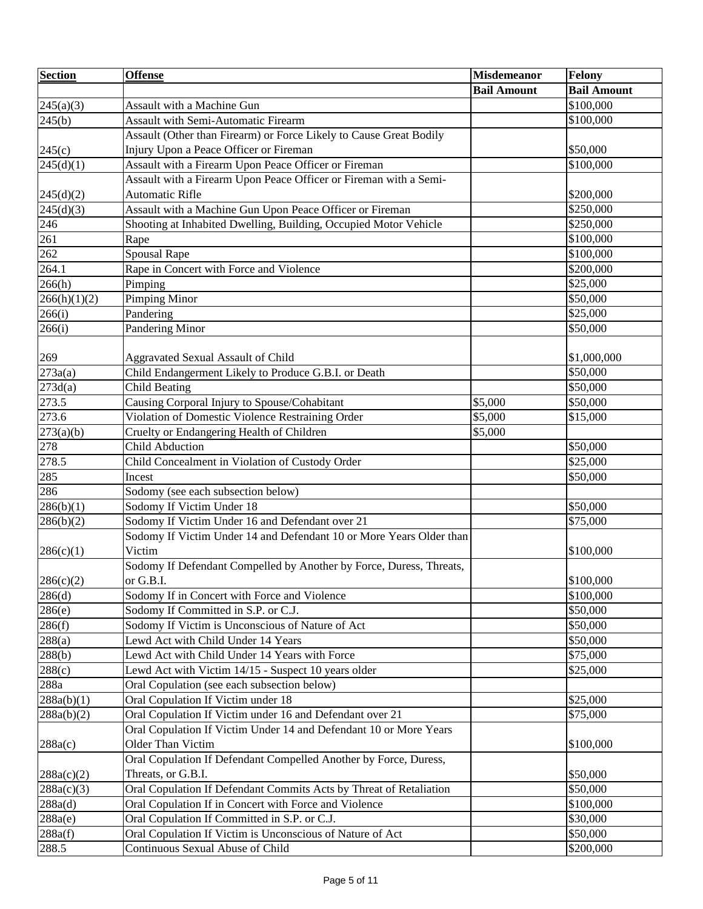| Section | Offense | Misdemeanor | Felony |
|---|---|---|---|
| | | Bail Amount | Bail Amount |
| 245(a)(3) | Assault with a Machine Gun | | $100,000 |
| 245(b) | Assault with Semi-Automatic Firearm | | $100,000 |
| 245(c) | Assault (Other than Firearm) or Force Likely to Cause Great Bodily Injury Upon a Peace Officer or Fireman | | $50,000 |
| 245(d)(1) | Assault with a Firearm Upon Peace Officer or Fireman | | $100,000 |
| 245(d)(2) | Assault with a Firearm Upon Peace Officer or Fireman with a Semi-Automatic Rifle | | $200,000 |
| 245(d)(3) | Assault with a Machine Gun Upon Peace Officer or Fireman | | $250,000 |
| 246 | Shooting at Inhabited Dwelling, Building, Occupied Motor Vehicle | | $250,000 |
| 261 | Rape | | $100,000 |
| 262 | Spousal Rape | | $100,000 |
| 264.1 | Rape in Concert with Force and Violence | | $200,000 |
| 266(h) | Pimping | | $25,000 |
| 266(h)(1)(2) | Pimping Minor | | $50,000 |
| 266(i) | Pandering | | $25,000 |
| 266(i) | Pandering Minor | | $50,000 |
| 269 | Aggravated Sexual Assault of Child | | $1,000,000 |
| 273a(a) | Child Endangerment Likely to Produce G.B.I. or Death | | $50,000 |
| 273d(a) | Child Beating | | $50,000 |
| 273.5 | Causing Corporal Injury to Spouse/Cohabitant | $5,000 | $50,000 |
| 273.6 | Violation of Domestic Violence Restraining Order | $5,000 | $15,000 |
| 273(a)(b) | Cruelty or Endangering Health of Children | $5,000 | |
| 278 | Child Abduction | | $50,000 |
| 278.5 | Child Concealment in Violation of Custody Order | | $25,000 |
| 285 | Incest | | $50,000 |
| 286 | Sodomy (see each subsection below) | | |
| 286(b)(1) | Sodomy If Victim Under 18 | | $50,000 |
| 286(b)(2) | Sodomy If Victim Under 16 and Defendant over 21 | | $75,000 |
| 286(c)(1) | Sodomy If Victim Under 14 and Defendant 10 or More Years Older than Victim | | $100,000 |
| 286(c)(2) | Sodomy If Defendant Compelled by Another by Force, Duress, Threats, or G.B.I. | | $100,000 |
| 286(d) | Sodomy If in Concert with Force and Violence | | $100,000 |
| 286(e) | Sodomy If Committed in S.P. or C.J. | | $50,000 |
| 286(f) | Sodomy If Victim is Unconscious of Nature of Act | | $50,000 |
| 288(a) | Lewd Act with Child Under 14 Years | | $50,000 |
| 288(b) | Lewd Act with Child Under 14 Years with Force | | $75,000 |
| 288(c) | Lewd Act with Victim 14/15 - Suspect 10 years older | | $25,000 |
| 288a | Oral Copulation (see each subsection below) | | |
| 288a(b)(1) | Oral Copulation If Victim under 18 | | $25,000 |
| 288a(b)(2) | Oral Copulation If Victim under 16 and Defendant over 21 | | $75,000 |
| 288a(c) | Oral Copulation If Victim Under 14 and Defendant 10 or More Years Older Than Victim | | $100,000 |
| 288a(c)(2) | Oral Copulation If Defendant Compelled Another by Force, Duress, Threats, or G.B.I. | | $50,000 |
| 288a(c)(3) | Oral Copulation If Defendant Commits Acts by Threat of Retaliation | | $50,000 |
| 288a(d) | Oral Copulation If in Concert with Force and Violence | | $100,000 |
| 288a(e) | Oral Copulation If Committed in S.P. or C.J. | | $30,000 |
| 288a(f) | Oral Copulation If Victim is Unconscious of Nature of Act | | $50,000 |
| 288.5 | Continuous Sexual Abuse of Child | | $200,000 |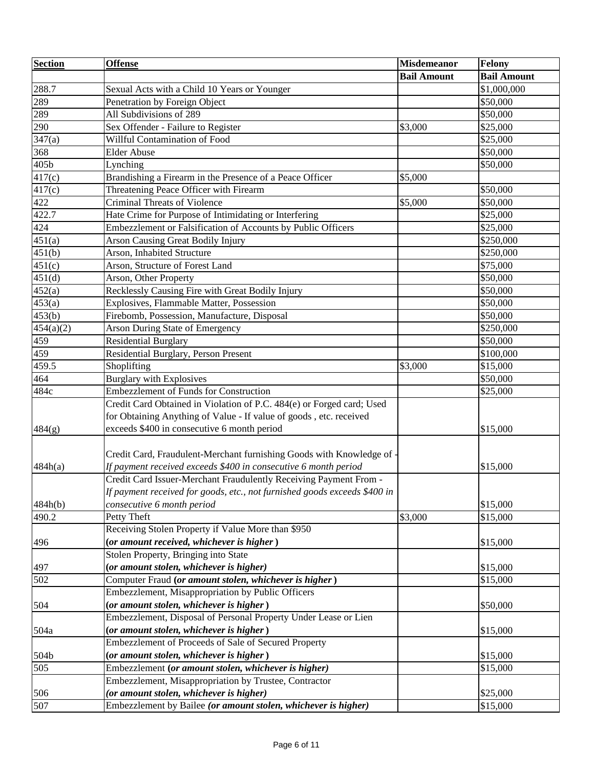| Section | Offense | Misdemeanor | Felony |
|---|---|---|---|
| | | Bail Amount | Bail Amount |
| 288.7 | Sexual Acts with a Child 10 Years or Younger | | $1,000,000 |
| 289 | Penetration by Foreign Object | | $50,000 |
| 289 | All Subdivisions of 289 | | $50,000 |
| 290 | Sex Offender - Failure to Register | $3,000 | $25,000 |
| 347(a) | Willful Contamination of Food | | $25,000 |
| 368 | Elder Abuse | | $50,000 |
| 405b | Lynching | | $50,000 |
| 417(c) | Brandishing a Firearm in the Presence of a Peace Officer | $5,000 | |
| 417(c) | Threatening Peace Officer with Firearm | | $50,000 |
| 422 | Criminal Threats of Violence | $5,000 | $50,000 |
| 422.7 | Hate Crime for Purpose of Intimidating or Interfering | | $25,000 |
| 424 | Embezzlement or Falsification of Accounts by Public Officers | | $25,000 |
| 451(a) | Arson Causing Great Bodily Injury | | $250,000 |
| 451(b) | Arson, Inhabited Structure | | $250,000 |
| 451(c) | Arson, Structure of Forest Land | | $75,000 |
| 451(d) | Arson, Other Property | | $50,000 |
| 452(a) | Recklessly Causing Fire with Great Bodily Injury | | $50,000 |
| 453(a) | Explosives, Flammable Matter, Possession | | $50,000 |
| 453(b) | Firebomb, Possession, Manufacture, Disposal | | $50,000 |
| 454(a)(2) | Arson During State of Emergency | | $250,000 |
| 459 | Residential Burglary | | $50,000 |
| 459 | Residential Burglary, Person Present | | $100,000 |
| 459.5 | Shoplifting | $3,000 | $15,000 |
| 464 | Burglary with Explosives | | $50,000 |
| 484c | Embezzlement of Funds for Construction | | $25,000 |
| 484(g) | Credit Card Obtained in Violation of P.C. 484(e) or Forged card; Used for Obtaining Anything of Value - If value of goods , etc. received exceeds $400 in consecutive 6 month period | | $15,000 |
| 484h(a) | Credit Card, Fraudulent-Merchant furnishing Goods with Knowledge of - *If payment received exceeds $400 in consecutive 6 month period* | | $15,000 |
| 484h(b) | Credit Card Issuer-Merchant Fraudulently Receiving Payment From - *If payment received for goods, etc., not furnished goods exceeds $400 in consecutive 6 month period* | | $15,000 |
| 490.2 | Petty Theft | $3,000 | $15,000 |
| 496 | Receiving Stolen Property if Value More than $950 ***(or amount received, whichever is higher*)** | | $15,000 |
| 497 | Stolen Property, Bringing into State ***(or amount stolen, whichever is higher)*** | | $15,000 |
| 502 | Computer Fraud ***(or amount stolen, whichever is higher*)** | | $15,000 |
| 504 | Embezzlement, Misappropriation by Public Officers ***(or amount stolen, whichever is higher*)** | | $50,000 |
| 504a | Embezzlement, Disposal of Personal Property Under Lease or Lien ***(or amount stolen, whichever is higher*)** | | $15,000 |
| 504b | Embezzlement of Proceeds of Sale of Secured Property ***(or amount stolen, whichever is higher*)** | | $15,000 |
| 505 | Embezzlement ***(or amount stolen, whichever is higher)*** | | $15,000 |
| 506 | Embezzlement, Misappropriation by Trustee, Contractor ***(or amount stolen, whichever is higher)*** | | $25,000 |
| 507 | Embezzlement by Bailee ***(or amount stolen, whichever is higher)*** | | $15,000 |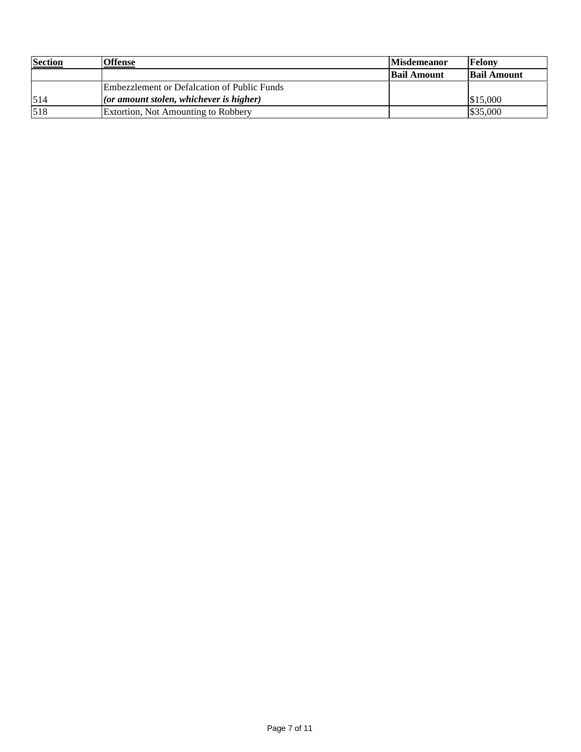| **Section** | **Offense** | **Misdemeanor Bail Amount** | **Felony Bail Amount** |
|---|---|---|---|
| 514 | Embezzlement or Defalcation of Public Funds ***(or amount stolen, whichever is higher)*** | | $15,000 |
| 518 | Extortion, Not Amounting to Robbery | | $35,000 |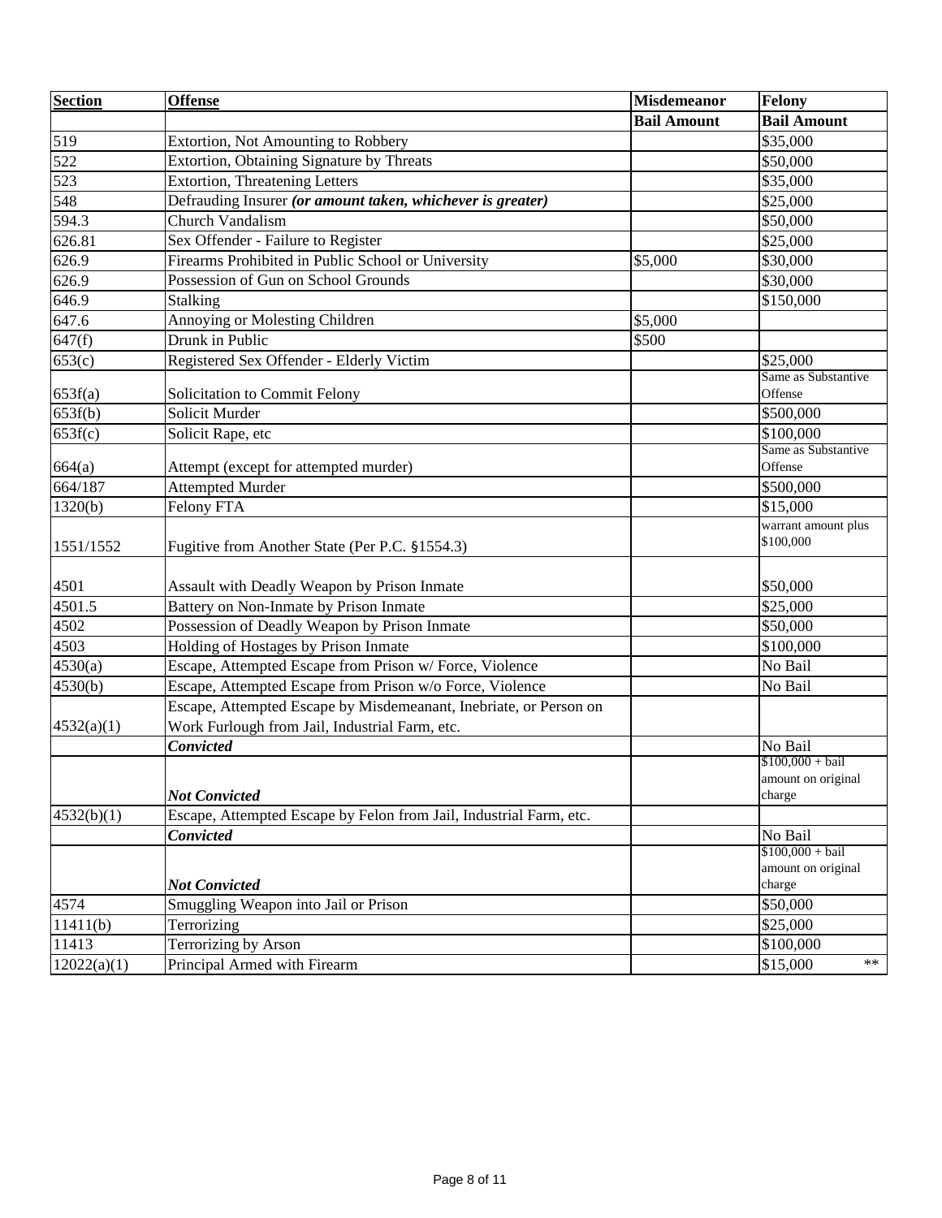| Section | Offense | Misdemeanor | Felony |
|---|---|---|---|
| | | **Bail Amount** | **Bail Amount** |
| 519 | Extortion, Not Amounting to Robbery | | $35,000 |
| 522 | Extortion, Obtaining Signature by Threats | | $50,000 |
| 523 | Extortion, Threatening Letters | | $35,000 |
| 548 | Defrauding Insurer ***(or amount taken, whichever is greater)*** | | $25,000 |
| 594.3 | Church Vandalism | | $50,000 |
| 626.81 | Sex Offender - Failure to Register | | $25,000 |
| 626.9 | Firearms Prohibited in Public School or University | $5,000 | $30,000 |
| 626.9 | Possession of Gun on School Grounds | | $30,000 |
| 646.9 | Stalking | | $150,000 |
| 647.6 | Annoying or Molesting Children | $5,000 | |
| 647(f) | Drunk in Public | $500 | |
| 653(c) | Registered Sex Offender - Elderly Victim | | $25,000 |
| 653f(a) | Solicitation to Commit Felony | | Same as Substantive Offense |
| 653f(b) | Solicit Murder | | $500,000 |
| 653f(c) | Solicit Rape, etc | | $100,000 |
| 664(a) | Attempt (except for attempted murder) | | Same as Substantive Offense |
| 664/187 | Attempted Murder | | $500,000 |
| 1320(b) | Felony FTA | | $15,000 |
| 1551/1552 | Fugitive from Another State (Per P.C. §1554.3) | | warrant amount plus $100,000 |
| 4501 | Assault with Deadly Weapon by Prison Inmate | | $50,000 |
| 4501.5 | Battery on Non-Inmate by Prison Inmate | | $25,000 |
| 4502 | Possession of Deadly Weapon by Prison Inmate | | $50,000 |
| 4503 | Holding of Hostages by Prison Inmate | | $100,000 |
| 4530(a) | Escape, Attempted Escape from Prison w/ Force, Violence | | No Bail |
| 4530(b) | Escape, Attempted Escape from Prison w/o Force, Violence | | No Bail |
| 4532(a)(1) | Escape, Attempted Escape by Misdemeanant, Inebriate, or Person on Work Furlough from Jail, Industrial Farm, etc. | | |
| | ***Convicted*** | | No Bail |
| | ***Not Convicted*** | | $100,000 + bail amount on original charge |
| 4532(b)(1) | Escape, Attempted Escape by Felon from Jail, Industrial Farm, etc. | | |
| | ***Convicted*** | | No Bail |
| | ***Not Convicted*** | | $100,000 + bail amount on original charge |
| 4574 | Smuggling Weapon into Jail or Prison | | $50,000 |
| 11411(b) | Terrorizing | | $25,000 |
| 11413 | Terrorizing by Arson | | $100,000 |
| 12022(a)(1) | Principal Armed with Firearm | | $15,000 ** |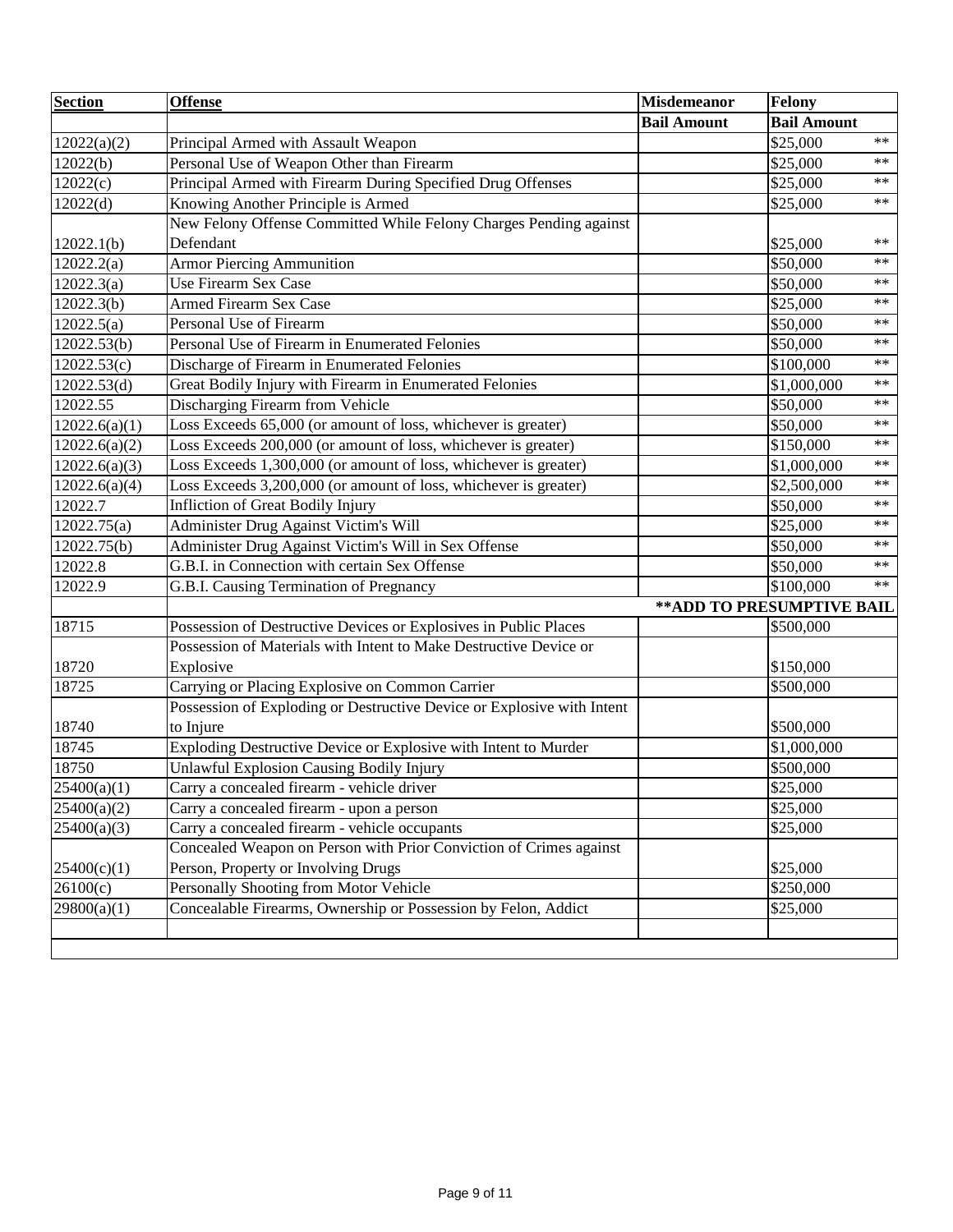| Section | Offense | Misdemeanor | Felony |
|---|---|---|---|
| | | Bail Amount | Bail Amount |
| 12022(a)(2) | Principal Armed with Assault Weapon | | $25,000 ** |
| 12022(b) | Personal Use of Weapon Other than Firearm | | $25,000 ** |
| 12022(c) | Principal Armed with Firearm During Specified Drug Offenses | | $25,000 ** |
| 12022(d) | Knowing Another Principle is Armed | | $25,000 ** |
| 12022.1(b) | New Felony Offense Committed While Felony Charges Pending against Defendant | | $25,000 ** |
| 12022.2(a) | Armor Piercing Ammunition | | $50,000 ** |
| 12022.3(a) | Use Firearm Sex Case | | $50,000 ** |
| 12022.3(b) | Armed Firearm Sex Case | | $25,000 ** |
| 12022.5(a) | Personal Use of Firearm | | $50,000 ** |
| 12022.53(b) | Personal Use of Firearm in Enumerated Felonies | | $50,000 ** |
| 12022.53(c) | Discharge of Firearm in Enumerated Felonies | | $100,000 ** |
| 12022.53(d) | Great Bodily Injury with Firearm in Enumerated Felonies | | $1,000,000 ** |
| 12022.55 | Discharging Firearm from Vehicle | | $50,000 ** |
| 12022.6(a)(1) | Loss Exceeds 65,000 (or amount of loss, whichever is greater) | | $50,000 ** |
| 12022.6(a)(2) | Loss Exceeds 200,000 (or amount of loss, whichever is greater) | | $150,000 ** |
| 12022.6(a)(3) | Loss Exceeds 1,300,000 (or amount of loss, whichever is greater) | | $1,000,000 ** |
| 12022.6(a)(4) | Loss Exceeds 3,200,000 (or amount of loss, whichever is greater) | | $2,500,000 ** |
| 12022.7 | Infliction of Great Bodily Injury | | $50,000 ** |
| 12022.75(a) | Administer Drug Against Victim's Will | | $25,000 ** |
| 12022.75(b) | Administer Drug Against Victim's Will in Sex Offense | | $50,000 ** |
| 12022.8 | G.B.I. in Connection with certain Sex Offense | | $50,000 ** |
| 12022.9 | G.B.I. Causing Termination of Pregnancy | | $100,000 ** |
| | | **ADD TO PRESUMPTIVE BAIL | |
| 18715 | Possession of Destructive Devices or Explosives in Public Places | | $500,000 |
| 18720 | Possession of Materials with Intent to Make Destructive Device or Explosive | | $150,000 |
| 18725 | Carrying or Placing Explosive on Common Carrier | | $500,000 |
| 18740 | Possession of Exploding or Destructive Device or Explosive with Intent to Injure | | $500,000 |
| 18745 | Exploding Destructive Device or Explosive with Intent to Murder | | $1,000,000 |
| 18750 | Unlawful Explosion Causing Bodily Injury | | $500,000 |
| 25400(a)(1) | Carry a concealed firearm - vehicle driver | | $25,000 |
| 25400(a)(2) | Carry a concealed firearm - upon a person | | $25,000 |
| 25400(a)(3) | Carry a concealed firearm - vehicle occupants | | $25,000 |
| 25400(c)(1) | Concealed Weapon on Person with Prior Conviction of Crimes against Person, Property or Involving Drugs | | $25,000 |
| 26100(c) | Personally Shooting from Motor Vehicle | | $250,000 |
| 29800(a)(1) | Concealable Firearms, Ownership or Possession by Felon, Addict | | $25,000 |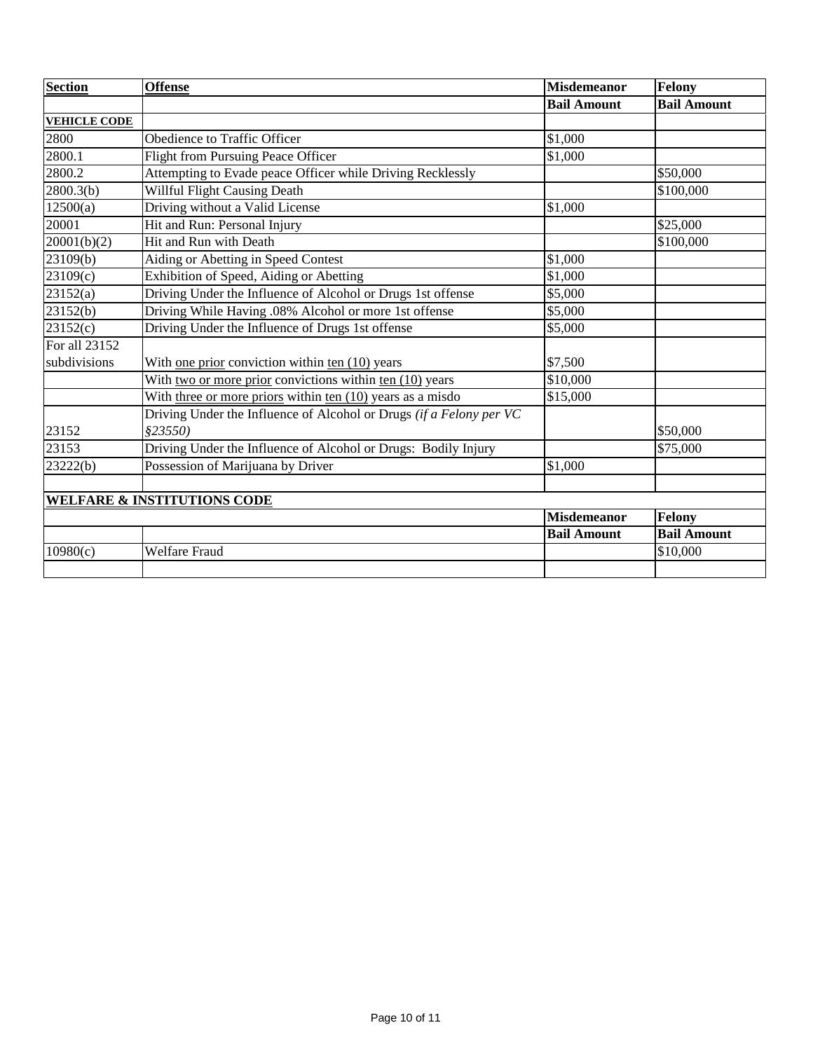| Section | Offense | Misdemeanor | Felony |
|---|---|---|---|
| | | **Bail Amount** | **Bail Amount** |
| **VEHICLE CODE** | | | |
| 2800 | Obedience to Traffic Officer | $1,000 | |
| 2800.1 | Flight from Pursuing Peace Officer | $1,000 | |
| 2800.2 | Attempting to Evade peace Officer while Driving Recklessly | | $50,000 |
| 2800.3(b) | Willful Flight Causing Death | | $100,000 |
| 12500(a) | Driving without a Valid License | $1,000 | |
| 20001 | Hit and Run: Personal Injury | | $25,000 |
| 20001(b)(2) | Hit and Run with Death | | $100,000 |
| 23109(b) | Aiding or Abetting in Speed Contest | $1,000 | |
| 23109(c) | Exhibition of Speed, Aiding or Abetting | $1,000 | |
| 23152(a) | Driving Under the Influence of Alcohol or Drugs 1st offense | $5,000 | |
| 23152(b) | Driving While Having .08% Alcohol or more 1st offense | $5,000 | |
| 23152(c) | Driving Under the Influence of Drugs 1st offense | $5,000 | |
| For all 23152 subdivisions | With one prior conviction within ten (10) years | $7,500 | |
| | With two or more prior convictions within ten (10) years | $10,000 | |
| | With three or more priors within ten (10) years as a misdo | $15,000 | |
| 23152 | Driving Under the Influence of Alcohol or Drugs *(if a Felony per VC §23550)* | | $50,000 |
| 23153 | Driving Under the Influence of Alcohol or Drugs: Bodily Injury | | $75,000 |
| 23222(b) | Possession of Marijuana by Driver | $1,000 | |
| | | | |
| **WELFARE & INSTITUTIONS CODE** | | | |
| | | **Misdemeanor** | **Felony** |
| | | **Bail Amount** | **Bail Amount** |
| 10980(c) | Welfare Fraud | | $10,000 |
| | | | |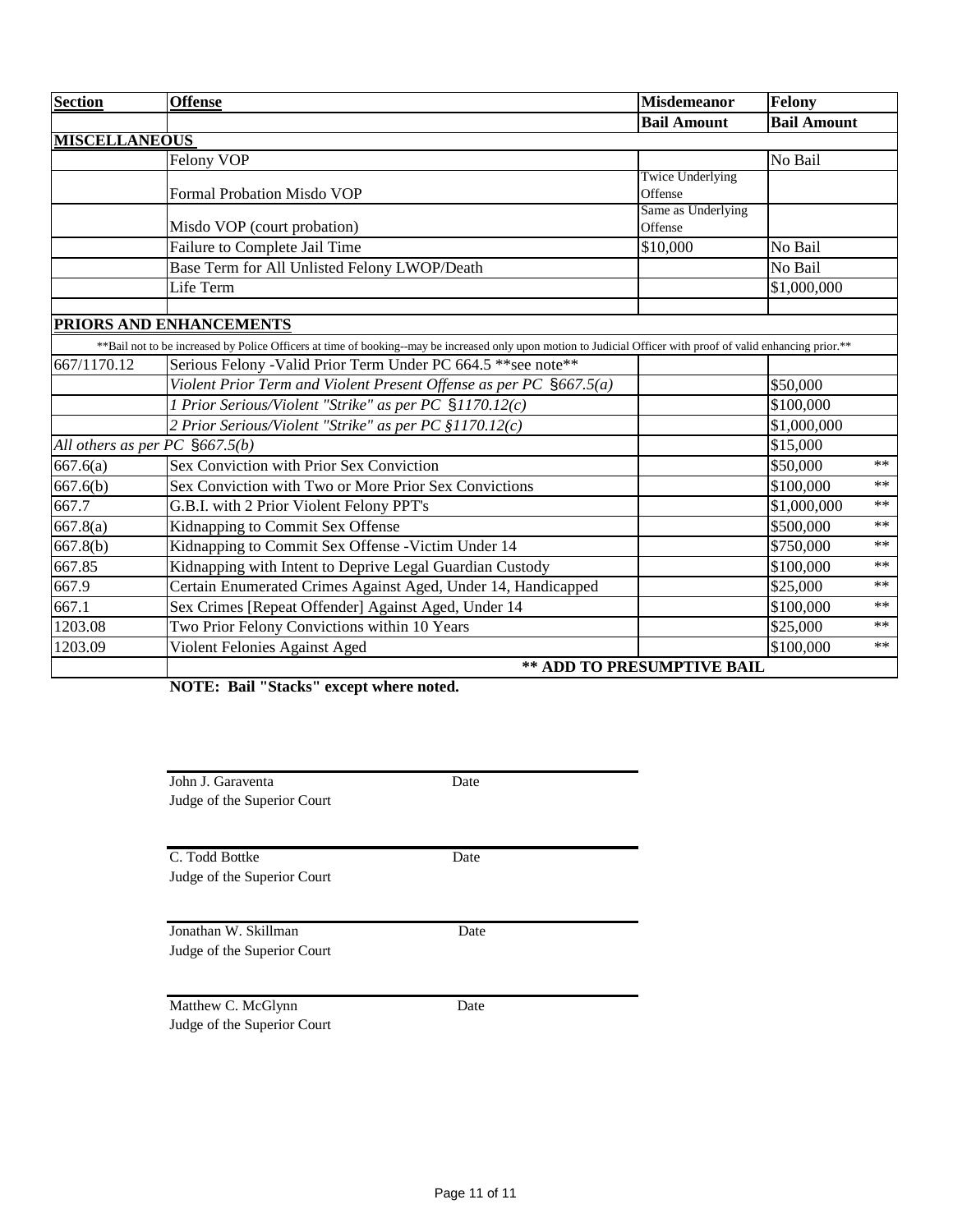| Section | Offense | Misdemeanor | Felony | |
|---|---|---|---|---|
| | | **Bail Amount** | **Bail Amount** | |
| **MISCELLANEOUS** | | | | |
| | Felony VOP | | No Bail | |
| | Formal Probation Misdo VOP | Twice Underlying Offense | | |
| | Misdo VOP (court probation) | Same as Underlying Offense | | |
| | Failure to Complete Jail Time | $10,000 | No Bail | |
| | Base Term for All Unlisted Felony LWOP/Death | | No Bail | |
| | Life Term | | $1,000,000 | |
| | | | | |
| **PRIORS AND ENHANCEMENTS** | | | | |
| **Bail not to be increased by Police Officers at time of booking--may be increased only upon motion to Judicial Officer with proof of valid enhancing prior.** | | | | |
| 667/1170.12 | Serious Felony -Valid Prior Term Under PC 664.5 **see note** | | | |
| | *Violent Prior Term and Violent Present Offense as per PC §667.5(a)* | | $50,000 | |
| | *1 Prior Serious/Violent "Strike" as per PC §1170.12(c)* | | $100,000 | |
| | *2 Prior Serious/Violent "Strike" as per PC §1170.12(c)* | | $1,000,000 | |
| *All others as per PC §667.5(b)* | | | $15,000 | |
| 667.6(a) | Sex Conviction with Prior Sex Conviction | | $50,000 | ** |
| 667.6(b) | Sex Conviction with Two or More Prior Sex Convictions | | $100,000 | ** |
| 667.7 | G.B.I. with 2 Prior Violent Felony PPT's | | $1,000,000 | ** |
| 667.8(a) | Kidnapping to Commit Sex Offense | | $500,000 | ** |
| 667.8(b) | Kidnapping to Commit Sex Offense -Victim Under 14 | | $750,000 | ** |
| 667.85 | Kidnapping with Intent to Deprive Legal Guardian Custody | | $100,000 | ** |
| 667.9 | Certain Enumerated Crimes Against Aged, Under 14, Handicapped | | $25,000 | ** |
| 667.1 | Sex Crimes [Repeat Offender] Against Aged, Under 14 | | $100,000 | ** |
| 1203.08 | Two Prior Felony Convictions within 10 Years | | $25,000 | ** |
| 1203.09 | Violent Felonies Against Aged | | $100,000 | ** |
| | **** ADD TO PRESUMPTIVE BAIL** | | | |

**NOTE: Bail "Stacks" except where noted.**

John J. Garaventa Date
Judge of the Superior Court

C. Todd Bottke Date
Judge of the Superior Court

Jonathan W. Skillman Date
Judge of the Superior Court

Matthew C. McGlynn Date
Judge of the Superior Court